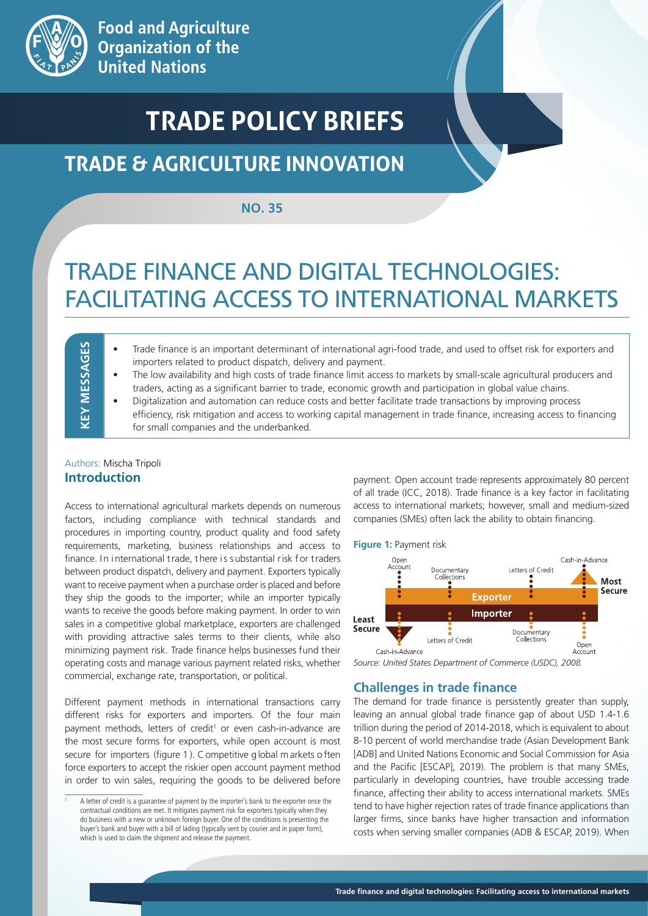Food and Agriculture Organization of the United Nations

# TRADE POLICY BRIEFS

## TRADE & AGRICULTURE INNOVATION

**NO. 35**

# TRADE FINANCE AND DIGITAL TECHNOLOGIES: FACILITATING ACCESS TO INTERNATIONAL MARKETS

**KEY MESSAGES**

- Trade finance is an important determinant of international agri-food trade, and used to offset risk for exporters and importers related to product dispatch, delivery and payment.
- The low availability and high costs of trade finance limit access to markets by small-scale agricultural producers and traders, acting as a significant barrier to trade, economic growth and participation in global value chains.
- Digitalization and automation can reduce costs and better facilitate trade transactions by improving process efficiency, risk mitigation and access to working capital management in trade finance, increasing access to financing for small companies and the underbanked.

Authors: Mischa Tripoli

## Introduction

Access to international agricultural markets depends on numerous factors, including compliance with technical standards and procedures in importing country, product quality and food safety requirements, marketing, business relationships and access to finance. In international trade, there is substantial risk for traders between product dispatch, delivery and payment. Exporters typically want to receive payment when a purchase order is placed and before they ship the goods to the importer; while an importer typically wants to receive the goods before making payment. In order to win sales in a competitive global marketplace, exporters are challenged with providing attractive sales terms to their clients, while also minimizing payment risk. Trade finance helps businesses fund their operating costs and manage various payment related risks, whether commercial, exchange rate, transportation, or political.

Different payment methods in international transactions carry different risks for exporters and importers. Of the four main payment methods, letters of credit[1] or even cash-in-advance are the most secure forms for exporters, while open account is most secure for importers (figure 1). Competitive global markets often force exporters to accept the riskier open account payment method in order to win sales, requiring the goods to be delivered before payment. Open account trade represents approximately 80 percent of all trade (ICC, 2018). Trade finance is a key factor in facilitating access to international markets; however, small and medium-sized companies (SMEs) often lack the ability to obtain financing.

**Figure 1:** Payment risk

| | Least Secure → Most Secure | | | |
|---|---|---|---|---|
| **Exporter** | Open Account | Documentary Collections | Letters of Credit | Cash-in-Advance |
| **Importer** | Cash-in-Advance | Letters of Credit | Documentary Collections | Open Account |

*Source: United States Department of Commerce (USDC), 2008.*

## Challenges in trade finance

The demand for trade finance is persistently greater than supply, leaving an annual global trade finance gap of about USD 1.4-1.6 trillion during the period of 2014-2018, which is equivalent to about 8-10 percent of world merchandise trade (Asian Development Bank [ADB] and United Nations Economic and Social Commission for Asia and the Pacific [ESCAP], 2019). The problem is that many SMEs, particularly in developing countries, have trouble accessing trade finance, affecting their ability to access international markets. SMEs tend to have higher rejection rates of trade finance applications than larger firms, since banks have higher transaction and information costs when serving smaller companies (ADB & ESCAP, 2019). When

[1] A letter of credit is a guarantee of payment by the importer's bank to the exporter once the contractual conditions are met. It mitigates payment risk for exporters typically when they do business with a new or unknown foreign buyer. One of the conditions is presenting the buyer's bank and buyer with a bill of lading (typically sent by courier and in paper form), which is used to claim the shipment and release the payment.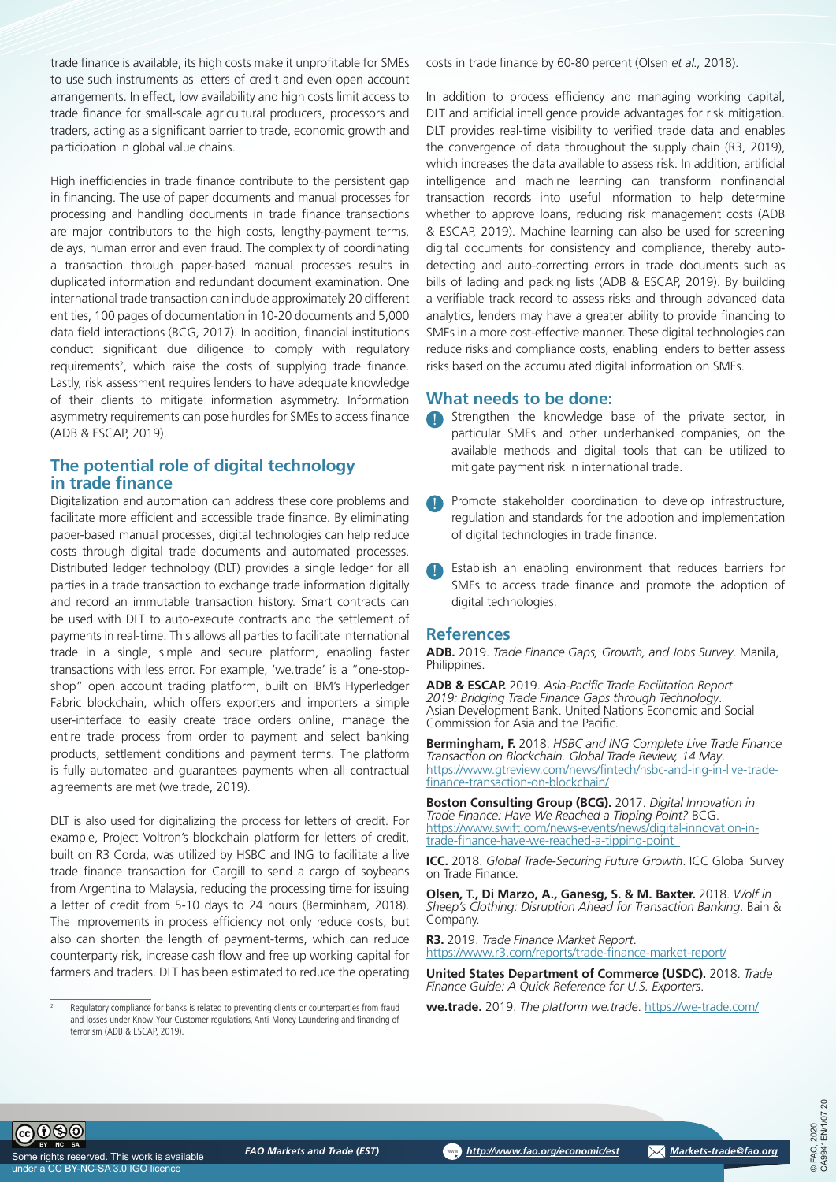trade finance is available, its high costs make it unprofitable for SMEs to use such instruments as letters of credit and even open account arrangements. In effect, low availability and high costs limit access to trade finance for small-scale agricultural producers, processors and traders, acting as a significant barrier to trade, economic growth and participation in global value chains.

High inefficiencies in trade finance contribute to the persistent gap in financing. The use of paper documents and manual processes for processing and handling documents in trade finance transactions are major contributors to the high costs, lengthy-payment terms, delays, human error and even fraud. The complexity of coordinating a transaction through paper-based manual processes results in duplicated information and redundant document examination. One international trade transaction can include approximately 20 different entities, 100 pages of documentation in 10-20 documents and 5,000 data field interactions (BCG, 2017). In addition, financial institutions conduct significant due diligence to comply with regulatory requirements[2], which raise the costs of supplying trade finance. Lastly, risk assessment requires lenders to have adequate knowledge of their clients to mitigate information asymmetry. Information asymmetry requirements can pose hurdles for SMEs to access finance (ADB & ESCAP, 2019).

## The potential role of digital technology in trade finance

Digitalization and automation can address these core problems and facilitate more efficient and accessible trade finance. By eliminating paper-based manual processes, digital technologies can help reduce costs through digital trade documents and automated processes. Distributed ledger technology (DLT) provides a single ledger for all parties in a trade transaction to exchange trade information digitally and record an immutable transaction history. Smart contracts can be used with DLT to auto-execute contracts and the settlement of payments in real-time. This allows all parties to facilitate international trade in a single, simple and secure platform, enabling faster transactions with less error. For example, 'we.trade' is a "one-stop-shop" open account trading platform, built on IBM's Hyperledger Fabric blockchain, which offers exporters and importers a simple user-interface to easily create trade orders online, manage the entire trade process from order to payment and select banking products, settlement conditions and payment terms. The platform is fully automated and guarantees payments when all contractual agreements are met (we.trade, 2019).

DLT is also used for digitalizing the process for letters of credit. For example, Project Voltron's blockchain platform for letters of credit, built on R3 Corda, was utilized by HSBC and ING to facilitate a live trade finance transaction for Cargill to send a cargo of soybeans from Argentina to Malaysia, reducing the processing time for issuing a letter of credit from 5-10 days to 24 hours (Berminham, 2018). The improvements in process efficiency not only reduce costs, but also can shorten the length of payment-terms, which can reduce counterparty risk, increase cash flow and free up working capital for farmers and traders. DLT has been estimated to reduce the operating costs in trade finance by 60-80 percent (Olsen *et al.,* 2018).

In addition to process efficiency and managing working capital, DLT and artificial intelligence provide advantages for risk mitigation. DLT provides real-time visibility to verified trade data and enables the convergence of data throughout the supply chain (R3, 2019), which increases the data available to assess risk. In addition, artificial intelligence and machine learning can transform nonfinancial transaction records into useful information to help determine whether to approve loans, reducing risk management costs (ADB & ESCAP, 2019). Machine learning can also be used for screening digital documents for consistency and compliance, thereby auto-detecting and auto-correcting errors in trade documents such as bills of lading and packing lists (ADB & ESCAP, 2019). By building a verifiable track record to assess risks and through advanced data analytics, lenders may have a greater ability to provide financing to SMEs in a more cost-effective manner. These digital technologies can reduce risks and compliance costs, enabling lenders to better assess risks based on the accumulated digital information on SMEs.

## What needs to be done:

- Strengthen the knowledge base of the private sector, in particular SMEs and other underbanked companies, on the available methods and digital tools that can be utilized to mitigate payment risk in international trade.
- Promote stakeholder coordination to develop infrastructure, regulation and standards for the adoption and implementation of digital technologies in trade finance.
- Establish an enabling environment that reduces barriers for SMEs to access trade finance and promote the adoption of digital technologies.

## References

**ADB.** 2019. *Trade Finance Gaps, Growth, and Jobs Survey*. Manila, Philippines.

**ADB & ESCAP.** 2019. *Asia-Pacific Trade Facilitation Report 2019: Bridging Trade Finance Gaps through Technology*. Asian Development Bank. United Nations Economic and Social Commission for Asia and the Pacific.

**Bermingham, F.** 2018. *HSBC and ING Complete Live Trade Finance Transaction on Blockchain. Global Trade Review, 14 May*. https://www.gtreview.com/news/fintech/hsbc-and-ing-in-live-trade-finance-transaction-on-blockchain/

**Boston Consulting Group (BCG).** 2017. *Digital Innovation in Trade Finance: Have We Reached a Tipping Point?* BCG. https://www.swift.com/news-events/news/digital-innovation-in-trade-finance-have-we-reached-a-tipping-point_

**ICC.** 2018. *Global Trade-Securing Future Growth*. ICC Global Survey on Trade Finance.

**Olsen, T., Di Marzo, A., Ganesg, S. & M. Baxter.** 2018. *Wolf in Sheep's Clothing: Disruption Ahead for Transaction Banking*. Bain & Company.

**R3.** 2019. *Trade Finance Market Report*. https://www.r3.com/reports/trade-finance-market-report/

**United States Department of Commerce (USDC).** 2018. *Trade Finance Guide: A Quick Reference for U.S. Exporters*.

**we.trade.** 2019. *The platform we.trade*. https://we-trade.com/

[2] Regulatory compliance for banks is related to preventing clients or counterparties from fraud and losses under Know-Your-Customer regulations, Anti-Money-Laundering and financing of terrorism (ADB & ESCAP, 2019).

Some rights reserved. This work is available under a CC BY-NC-SA 3.0 IGO licence

*FAO Markets and Trade (EST)* *http://www.fao.org/economic/est* *Markets-trade@fao.org*

© FAO, 2020 CA9941EN/1/07.20